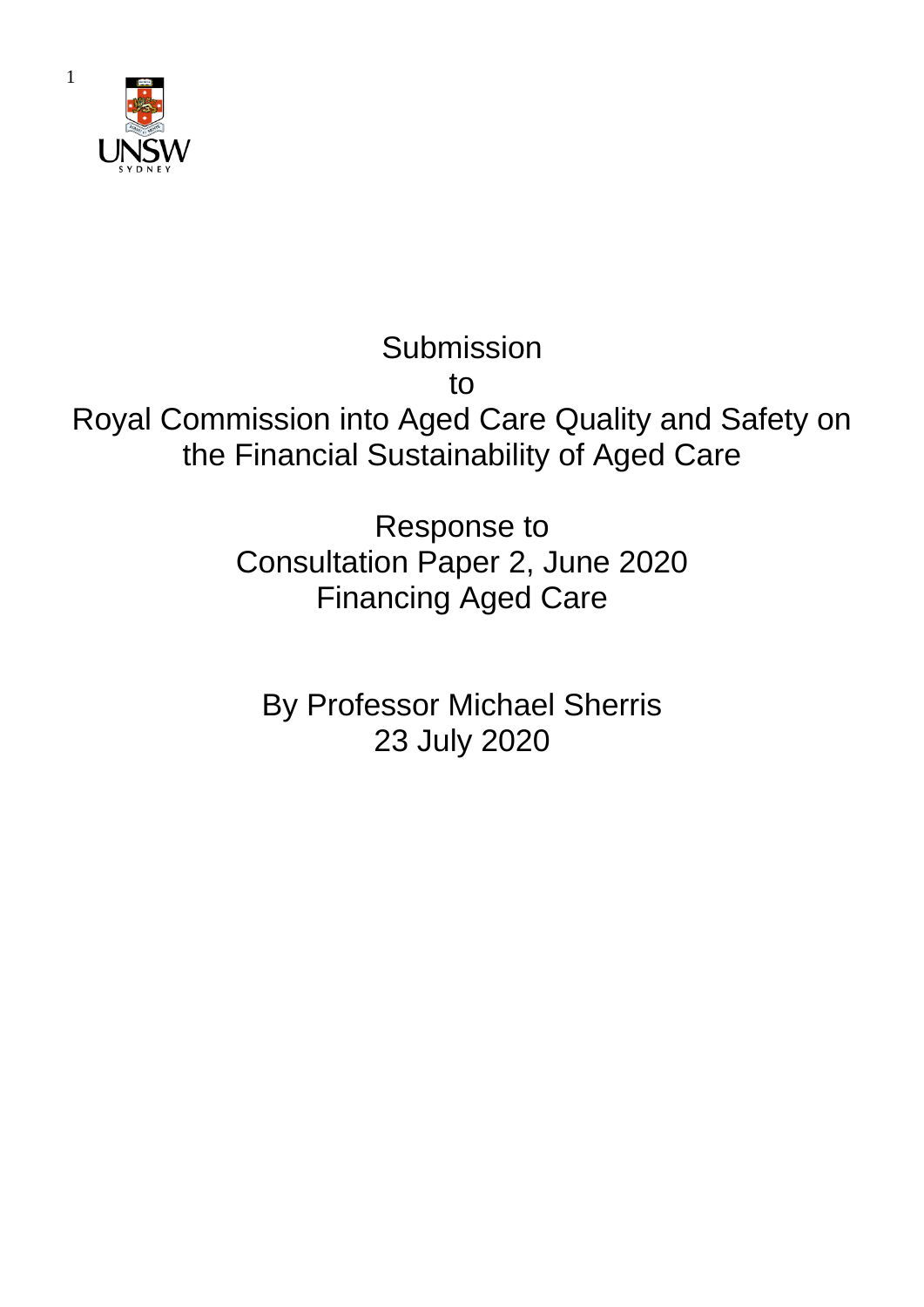Submission

to

Royal Commission into Aged Care Quality and Safety on the Financial Sustainability of Aged Care

Response to

Consultation Paper 2, June 2020

Financing Aged Care

By Professor Michael Sherris

23 July 2020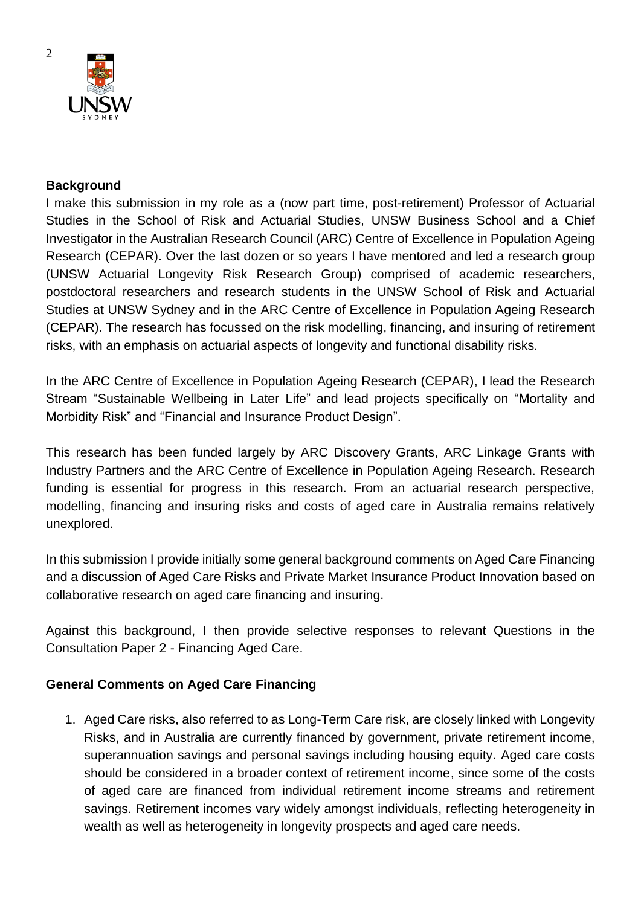**Background**

I make this submission in my role as a (now part time, post-retirement) Professor of Actuarial Studies in the School of Risk and Actuarial Studies, UNSW Business School and a Chief Investigator in the Australian Research Council (ARC) Centre of Excellence in Population Ageing Research (CEPAR). Over the last dozen or so years I have mentored and led a research group (UNSW Actuarial Longevity Risk Research Group) comprised of academic researchers, postdoctoral researchers and research students in the UNSW School of Risk and Actuarial Studies at UNSW Sydney and in the ARC Centre of Excellence in Population Ageing Research (CEPAR). The research has focussed on the risk modelling, financing, and insuring of retirement risks, with an emphasis on actuarial aspects of longevity and functional disability risks.

In the ARC Centre of Excellence in Population Ageing Research (CEPAR), I lead the Research Stream "Sustainable Wellbeing in Later Life" and lead projects specifically on "Mortality and Morbidity Risk" and "Financial and Insurance Product Design".

This research has been funded largely by ARC Discovery Grants, ARC Linkage Grants with Industry Partners and the ARC Centre of Excellence in Population Ageing Research. Research funding is essential for progress in this research. From an actuarial research perspective, modelling, financing and insuring risks and costs of aged care in Australia remains relatively unexplored.

In this submission I provide initially some general background comments on Aged Care Financing and a discussion of Aged Care Risks and Private Market Insurance Product Innovation based on collaborative research on aged care financing and insuring.

Against this background, I then provide selective responses to relevant Questions in the Consultation Paper 2 - Financing Aged Care.

**General Comments on Aged Care Financing**

1. Aged Care risks, also referred to as Long-Term Care risk, are closely linked with Longevity Risks, and in Australia are currently financed by government, private retirement income, superannuation savings and personal savings including housing equity. Aged care costs should be considered in a broader context of retirement income, since some of the costs of aged care are financed from individual retirement income streams and retirement savings. Retirement incomes vary widely amongst individuals, reflecting heterogeneity in wealth as well as heterogeneity in longevity prospects and aged care needs.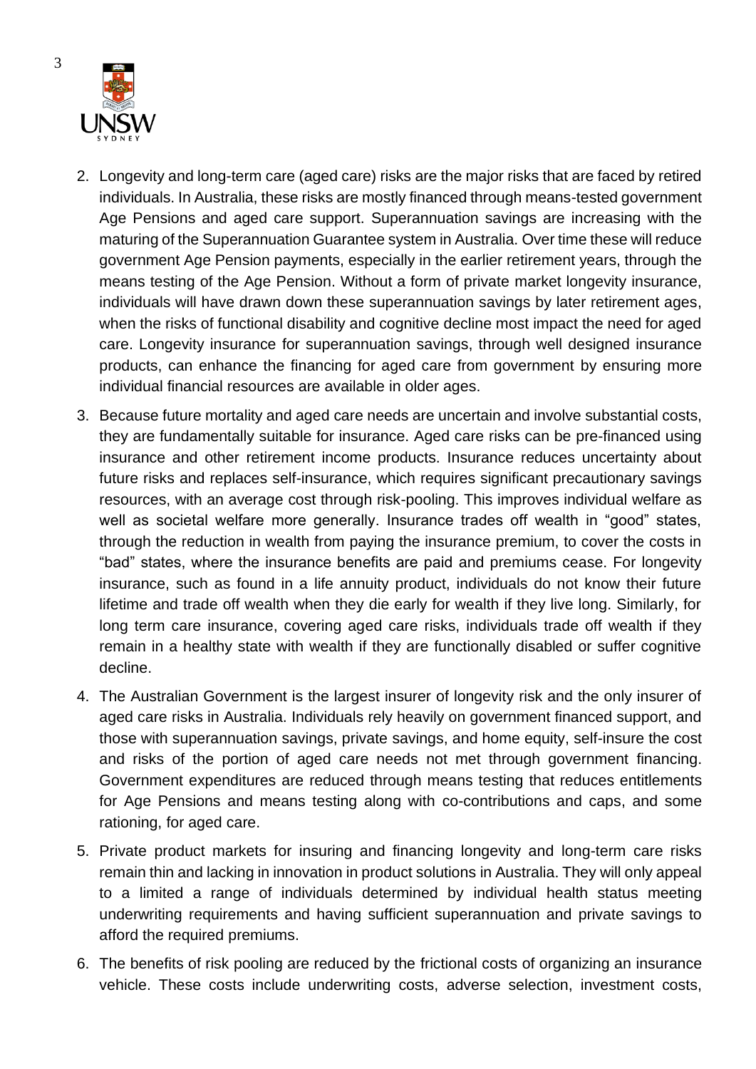2. Longevity and long-term care (aged care) risks are the major risks that are faced by retired individuals. In Australia, these risks are mostly financed through means-tested government Age Pensions and aged care support. Superannuation savings are increasing with the maturing of the Superannuation Guarantee system in Australia. Over time these will reduce government Age Pension payments, especially in the earlier retirement years, through the means testing of the Age Pension. Without a form of private market longevity insurance, individuals will have drawn down these superannuation savings by later retirement ages, when the risks of functional disability and cognitive decline most impact the need for aged care. Longevity insurance for superannuation savings, through well designed insurance products, can enhance the financing for aged care from government by ensuring more individual financial resources are available in older ages.

3. Because future mortality and aged care needs are uncertain and involve substantial costs, they are fundamentally suitable for insurance. Aged care risks can be pre-financed using insurance and other retirement income products. Insurance reduces uncertainty about future risks and replaces self-insurance, which requires significant precautionary savings resources, with an average cost through risk-pooling. This improves individual welfare as well as societal welfare more generally. Insurance trades off wealth in "good" states, through the reduction in wealth from paying the insurance premium, to cover the costs in "bad" states, where the insurance benefits are paid and premiums cease. For longevity insurance, such as found in a life annuity product, individuals do not know their future lifetime and trade off wealth when they die early for wealth if they live long. Similarly, for long term care insurance, covering aged care risks, individuals trade off wealth if they remain in a healthy state with wealth if they are functionally disabled or suffer cognitive decline.

4. The Australian Government is the largest insurer of longevity risk and the only insurer of aged care risks in Australia. Individuals rely heavily on government financed support, and those with superannuation savings, private savings, and home equity, self-insure the cost and risks of the portion of aged care needs not met through government financing. Government expenditures are reduced through means testing that reduces entitlements for Age Pensions and means testing along with co-contributions and caps, and some rationing, for aged care.

5. Private product markets for insuring and financing longevity and long-term care risks remain thin and lacking in innovation in product solutions in Australia. They will only appeal to a limited a range of individuals determined by individual health status meeting underwriting requirements and having sufficient superannuation and private savings to afford the required premiums.

6. The benefits of risk pooling are reduced by the frictional costs of organizing an insurance vehicle. These costs include underwriting costs, adverse selection, investment costs,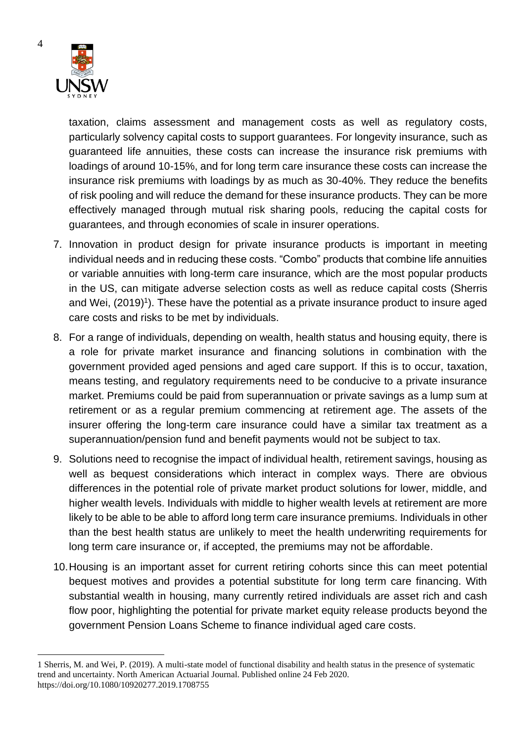taxation, claims assessment and management costs as well as regulatory costs, particularly solvency capital costs to support guarantees. For longevity insurance, such as guaranteed life annuities, these costs can increase the insurance risk premiums with loadings of around 10-15%, and for long term care insurance these costs can increase the insurance risk premiums with loadings by as much as 30-40%. They reduce the benefits of risk pooling and will reduce the demand for these insurance products. They can be more effectively managed through mutual risk sharing pools, reducing the capital costs for guarantees, and through economies of scale in insurer operations.

7. Innovation in product design for private insurance products is important in meeting individual needs and in reducing these costs. "Combo" products that combine life annuities or variable annuities with long-term care insurance, which are the most popular products in the US, can mitigate adverse selection costs as well as reduce capital costs (Sherris and Wei, (2019)[1]). These have the potential as a private insurance product to insure aged care costs and risks to be met by individuals.
8. For a range of individuals, depending on wealth, health status and housing equity, there is a role for private market insurance and financing solutions in combination with the government provided aged pensions and aged care support. If this is to occur, taxation, means testing, and regulatory requirements need to be conducive to a private insurance market. Premiums could be paid from superannuation or private savings as a lump sum at retirement or as a regular premium commencing at retirement age. The assets of the insurer offering the long-term care insurance could have a similar tax treatment as a superannuation/pension fund and benefit payments would not be subject to tax.
9. Solutions need to recognise the impact of individual health, retirement savings, housing as well as bequest considerations which interact in complex ways. There are obvious differences in the potential role of private market product solutions for lower, middle, and higher wealth levels. Individuals with middle to higher wealth levels at retirement are more likely to be able to be able to afford long term care insurance premiums. Individuals in other than the best health status are unlikely to meet the health underwriting requirements for long term care insurance or, if accepted, the premiums may not be affordable.
10. Housing is an important asset for current retiring cohorts since this can meet potential bequest motives and provides a potential substitute for long term care financing. With substantial wealth in housing, many currently retired individuals are asset rich and cash flow poor, highlighting the potential for private market equity release products beyond the government Pension Loans Scheme to finance individual aged care costs.

---

1 Sherris, M. and Wei, P. (2019). A multi-state model of functional disability and health status in the presence of systematic trend and uncertainty. North American Actuarial Journal. Published online 24 Feb 2020. https://doi.org/10.1080/10920277.2019.1708755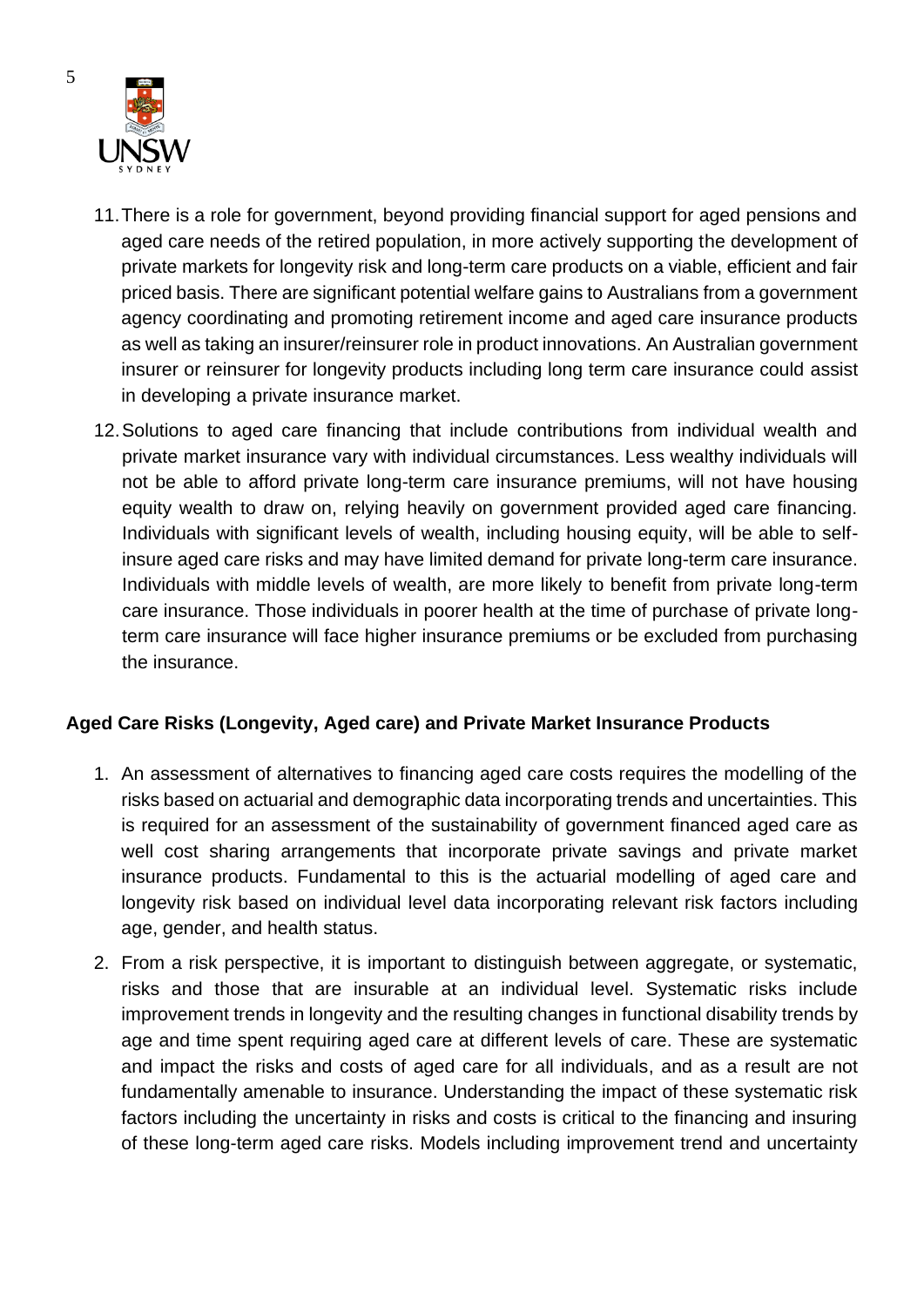11. There is a role for government, beyond providing financial support for aged pensions and aged care needs of the retired population, in more actively supporting the development of private markets for longevity risk and long-term care products on a viable, efficient and fair priced basis. There are significant potential welfare gains to Australians from a government agency coordinating and promoting retirement income and aged care insurance products as well as taking an insurer/reinsurer role in product innovations. An Australian government insurer or reinsurer for longevity products including long term care insurance could assist in developing a private insurance market.

12. Solutions to aged care financing that include contributions from individual wealth and private market insurance vary with individual circumstances. Less wealthy individuals will not be able to afford private long-term care insurance premiums, will not have housing equity wealth to draw on, relying heavily on government provided aged care financing. Individuals with significant levels of wealth, including housing equity, will be able to self-insure aged care risks and may have limited demand for private long-term care insurance. Individuals with middle levels of wealth, are more likely to benefit from private long-term care insurance. Those individuals in poorer health at the time of purchase of private long-term care insurance will face higher insurance premiums or be excluded from purchasing the insurance.

**Aged Care Risks (Longevity, Aged care) and Private Market Insurance Products**

1. An assessment of alternatives to financing aged care costs requires the modelling of the risks based on actuarial and demographic data incorporating trends and uncertainties. This is required for an assessment of the sustainability of government financed aged care as well cost sharing arrangements that incorporate private savings and private market insurance products. Fundamental to this is the actuarial modelling of aged care and longevity risk based on individual level data incorporating relevant risk factors including age, gender, and health status.

2. From a risk perspective, it is important to distinguish between aggregate, or systematic, risks and those that are insurable at an individual level. Systematic risks include improvement trends in longevity and the resulting changes in functional disability trends by age and time spent requiring aged care at different levels of care. These are systematic and impact the risks and costs of aged care for all individuals, and as a result are not fundamentally amenable to insurance. Understanding the impact of these systematic risk factors including the uncertainty in risks and costs is critical to the financing and insuring of these long-term aged care risks. Models including improvement trend and uncertainty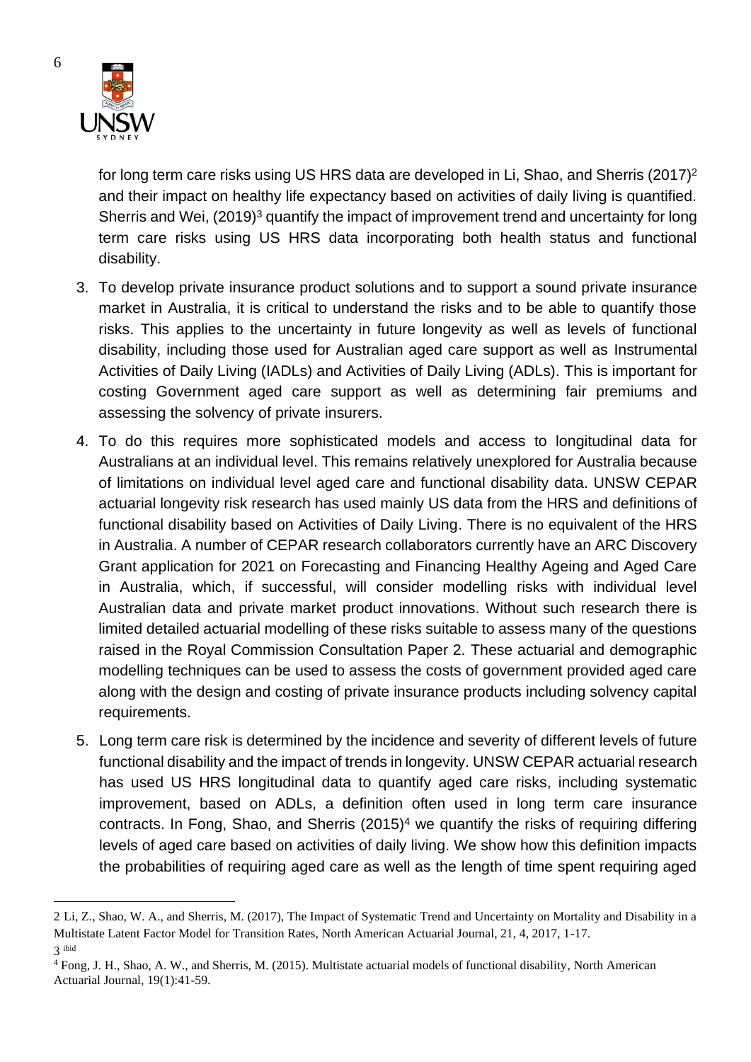for long term care risks using US HRS data are developed in Li, Shao, and Sherris (2017)[2] and their impact on healthy life expectancy based on activities of daily living is quantified. Sherris and Wei, (2019)[3] quantify the impact of improvement trend and uncertainty for long term care risks using US HRS data incorporating both health status and functional disability.

3. To develop private insurance product solutions and to support a sound private insurance market in Australia, it is critical to understand the risks and to be able to quantify those risks. This applies to the uncertainty in future longevity as well as levels of functional disability, including those used for Australian aged care support as well as Instrumental Activities of Daily Living (IADLs) and Activities of Daily Living (ADLs). This is important for costing Government aged care support as well as determining fair premiums and assessing the solvency of private insurers.

4. To do this requires more sophisticated models and access to longitudinal data for Australians at an individual level. This remains relatively unexplored for Australia because of limitations on individual level aged care and functional disability data. UNSW CEPAR actuarial longevity risk research has used mainly US data from the HRS and definitions of functional disability based on Activities of Daily Living. There is no equivalent of the HRS in Australia. A number of CEPAR research collaborators currently have an ARC Discovery Grant application for 2021 on Forecasting and Financing Healthy Ageing and Aged Care in Australia, which, if successful, will consider modelling risks with individual level Australian data and private market product innovations. Without such research there is limited detailed actuarial modelling of these risks suitable to assess many of the questions raised in the Royal Commission Consultation Paper 2. These actuarial and demographic modelling techniques can be used to assess the costs of government provided aged care along with the design and costing of private insurance products including solvency capital requirements.

5. Long term care risk is determined by the incidence and severity of different levels of future functional disability and the impact of trends in longevity. UNSW CEPAR actuarial research has used US HRS longitudinal data to quantify aged care risks, including systematic improvement, based on ADLs, a definition often used in long term care insurance contracts. In Fong, Shao, and Sherris (2015)[4] we quantify the risks of requiring differing levels of aged care based on activities of daily living. We show how this definition impacts the probabilities of requiring aged care as well as the length of time spent requiring aged

---

2 Li, Z., Shao, W. A., and Sherris, M. (2017), The Impact of Systematic Trend and Uncertainty on Mortality and Disability in a Multistate Latent Factor Model for Transition Rates, North American Actuarial Journal, 21, 4, 2017, 1-17.

3 ibid

4 Fong, J. H., Shao, A. W., and Sherris, M. (2015). Multistate actuarial models of functional disability, North American Actuarial Journal, 19(1):41-59.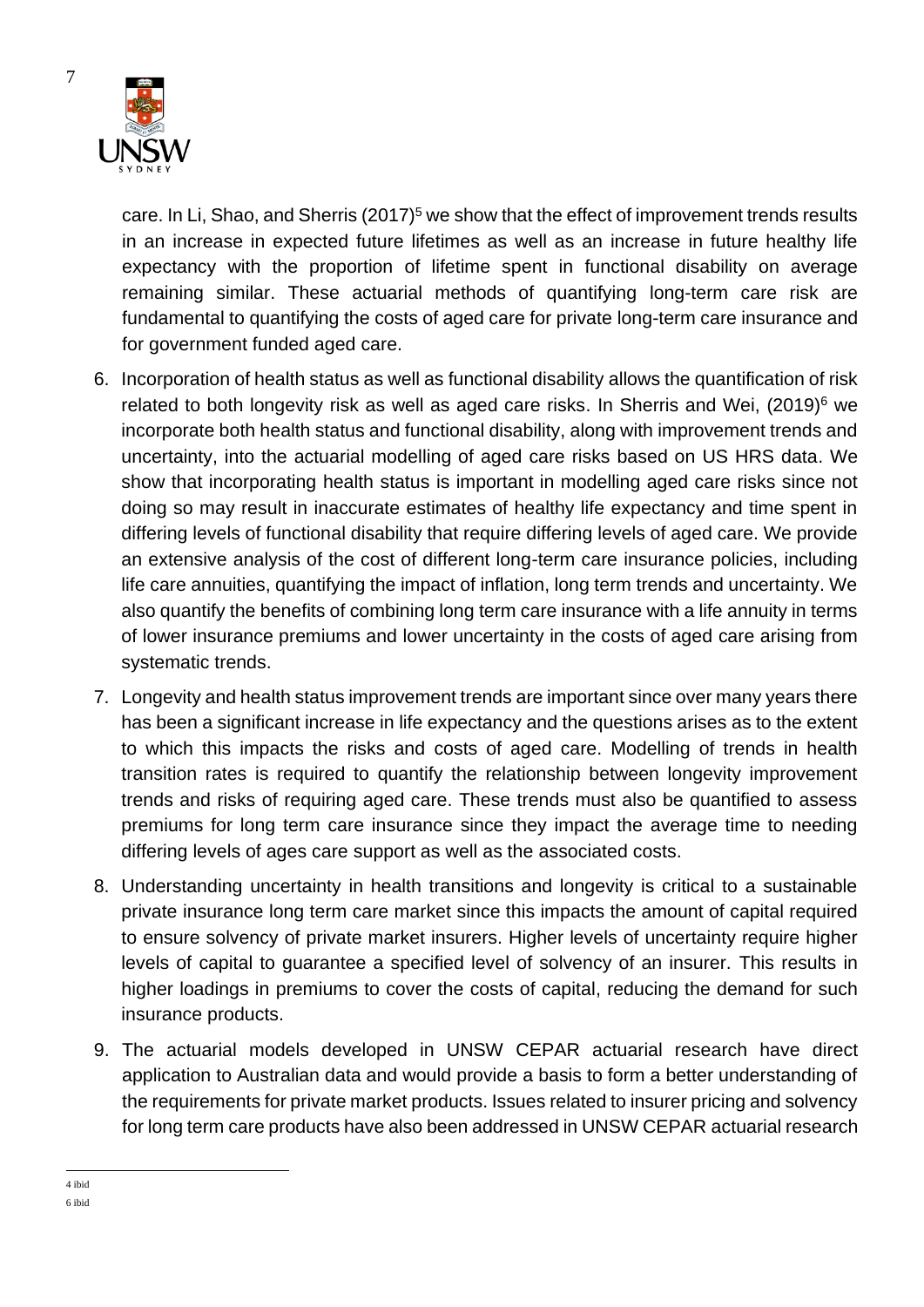care. In Li, Shao, and Sherris (2017)[5] we show that the effect of improvement trends results in an increase in expected future lifetimes as well as an increase in future healthy life expectancy with the proportion of lifetime spent in functional disability on average remaining similar. These actuarial methods of quantifying long-term care risk are fundamental to quantifying the costs of aged care for private long-term care insurance and for government funded aged care.

6. Incorporation of health status as well as functional disability allows the quantification of risk related to both longevity risk as well as aged care risks. In Sherris and Wei, (2019)[6] we incorporate both health status and functional disability, along with improvement trends and uncertainty, into the actuarial modelling of aged care risks based on US HRS data. We show that incorporating health status is important in modelling aged care risks since not doing so may result in inaccurate estimates of healthy life expectancy and time spent in differing levels of functional disability that require differing levels of aged care. We provide an extensive analysis of the cost of different long-term care insurance policies, including life care annuities, quantifying the impact of inflation, long term trends and uncertainty. We also quantify the benefits of combining long term care insurance with a life annuity in terms of lower insurance premiums and lower uncertainty in the costs of aged care arising from systematic trends.

7. Longevity and health status improvement trends are important since over many years there has been a significant increase in life expectancy and the questions arises as to the extent to which this impacts the risks and costs of aged care. Modelling of trends in health transition rates is required to quantify the relationship between longevity improvement trends and risks of requiring aged care. These trends must also be quantified to assess premiums for long term care insurance since they impact the average time to needing differing levels of ages care support as well as the associated costs.

8. Understanding uncertainty in health transitions and longevity is critical to a sustainable private insurance long term care market since this impacts the amount of capital required to ensure solvency of private market insurers. Higher levels of uncertainty require higher levels of capital to guarantee a specified level of solvency of an insurer. This results in higher loadings in premiums to cover the costs of capital, reducing the demand for such insurance products.

9. The actuarial models developed in UNSW CEPAR actuarial research have direct application to Australian data and would provide a basis to form a better understanding of the requirements for private market products. Issues related to insurer pricing and solvency for long term care products have also been addressed in UNSW CEPAR actuarial research

4 ibid

6 ibid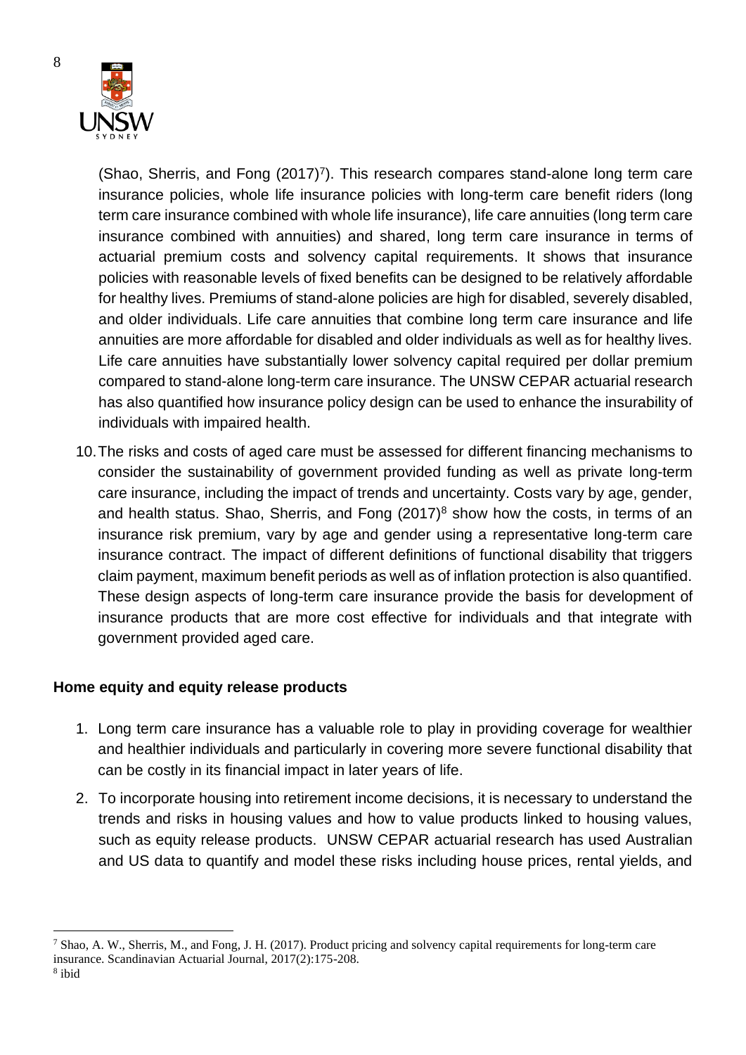(Shao, Sherris, and Fong (2017)[7]). This research compares stand-alone long term care insurance policies, whole life insurance policies with long-term care benefit riders (long term care insurance combined with whole life insurance), life care annuities (long term care insurance combined with annuities) and shared, long term care insurance in terms of actuarial premium costs and solvency capital requirements. It shows that insurance policies with reasonable levels of fixed benefits can be designed to be relatively affordable for healthy lives. Premiums of stand-alone policies are high for disabled, severely disabled, and older individuals. Life care annuities that combine long term care insurance and life annuities are more affordable for disabled and older individuals as well as for healthy lives. Life care annuities have substantially lower solvency capital required per dollar premium compared to stand-alone long-term care insurance. The UNSW CEPAR actuarial research has also quantified how insurance policy design can be used to enhance the insurability of individuals with impaired health.

10. The risks and costs of aged care must be assessed for different financing mechanisms to consider the sustainability of government provided funding as well as private long-term care insurance, including the impact of trends and uncertainty. Costs vary by age, gender, and health status. Shao, Sherris, and Fong (2017)[8] show how the costs, in terms of an insurance risk premium, vary by age and gender using a representative long-term care insurance contract. The impact of different definitions of functional disability that triggers claim payment, maximum benefit periods as well as of inflation protection is also quantified. These design aspects of long-term care insurance provide the basis for development of insurance products that are more cost effective for individuals and that integrate with government provided aged care.

**Home equity and equity release products**

1. Long term care insurance has a valuable role to play in providing coverage for wealthier and healthier individuals and particularly in covering more severe functional disability that can be costly in its financial impact in later years of life.
2. To incorporate housing into retirement income decisions, it is necessary to understand the trends and risks in housing values and how to value products linked to housing values, such as equity release products. UNSW CEPAR actuarial research has used Australian and US data to quantify and model these risks including house prices, rental yields, and

---

[7] Shao, A. W., Sherris, M., and Fong, J. H. (2017). Product pricing and solvency capital requirements for long-term care insurance. Scandinavian Actuarial Journal, 2017(2):175-208.

[8] ibid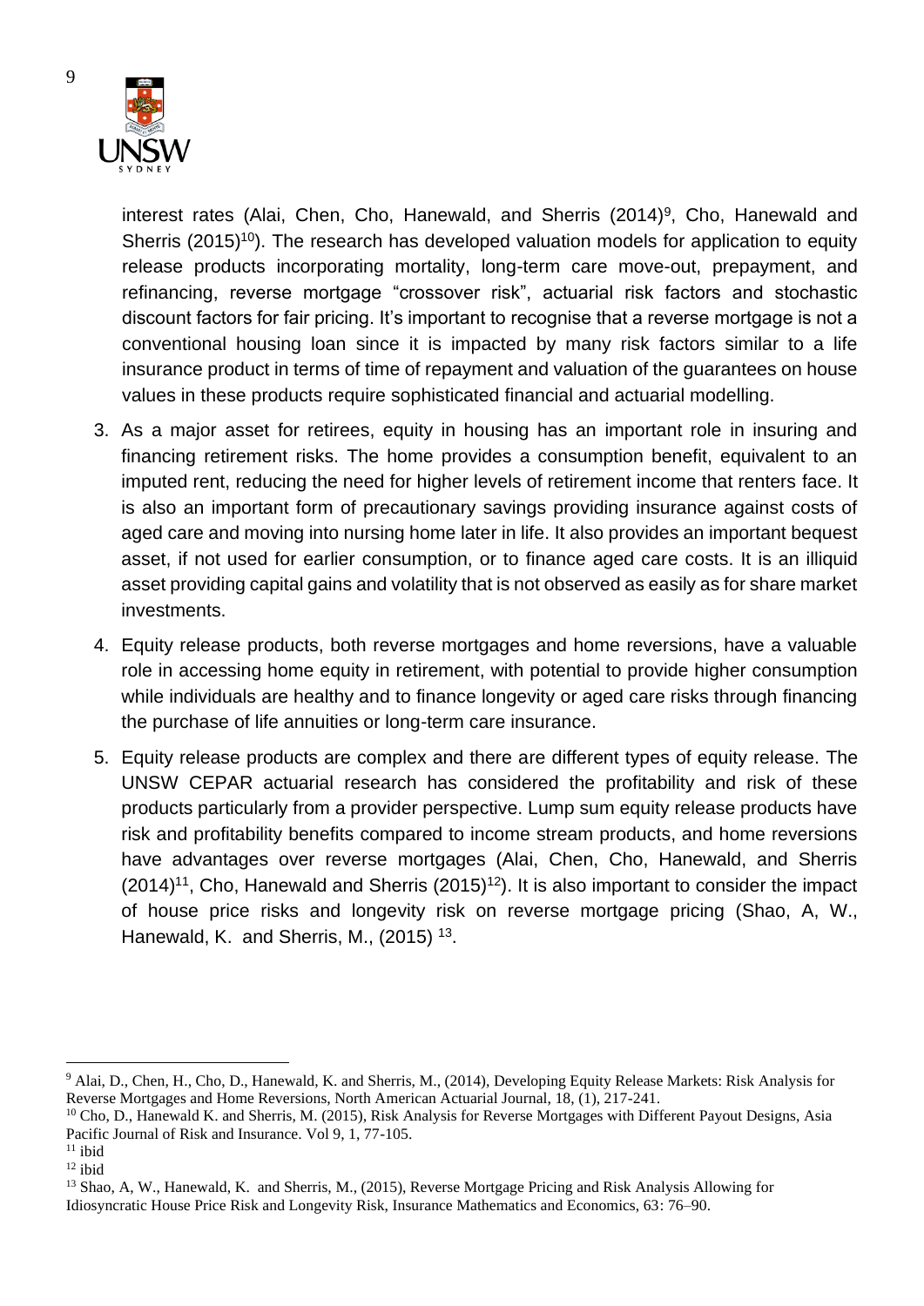interest rates (Alai, Chen, Cho, Hanewald, and Sherris (2014)[9], Cho, Hanewald and Sherris (2015)[10]). The research has developed valuation models for application to equity release products incorporating mortality, long-term care move-out, prepayment, and refinancing, reverse mortgage "crossover risk", actuarial risk factors and stochastic discount factors for fair pricing. It's important to recognise that a reverse mortgage is not a conventional housing loan since it is impacted by many risk factors similar to a life insurance product in terms of time of repayment and valuation of the guarantees on house values in these products require sophisticated financial and actuarial modelling.

3. As a major asset for retirees, equity in housing has an important role in insuring and financing retirement risks. The home provides a consumption benefit, equivalent to an imputed rent, reducing the need for higher levels of retirement income that renters face. It is also an important form of precautionary savings providing insurance against costs of aged care and moving into nursing home later in life. It also provides an important bequest asset, if not used for earlier consumption, or to finance aged care costs. It is an illiquid asset providing capital gains and volatility that is not observed as easily as for share market investments.

4. Equity release products, both reverse mortgages and home reversions, have a valuable role in accessing home equity in retirement, with potential to provide higher consumption while individuals are healthy and to finance longevity or aged care risks through financing the purchase of life annuities or long-term care insurance.

5. Equity release products are complex and there are different types of equity release. The UNSW CEPAR actuarial research has considered the profitability and risk of these products particularly from a provider perspective. Lump sum equity release products have risk and profitability benefits compared to income stream products, and home reversions have advantages over reverse mortgages (Alai, Chen, Cho, Hanewald, and Sherris (2014)[11], Cho, Hanewald and Sherris (2015)[12]). It is also important to consider the impact of house price risks and longevity risk on reverse mortgage pricing (Shao, A, W., Hanewald, K. and Sherris, M., (2015) [13].

---

[9] Alai, D., Chen, H., Cho, D., Hanewald, K. and Sherris, M., (2014), Developing Equity Release Markets: Risk Analysis for Reverse Mortgages and Home Reversions, North American Actuarial Journal, 18, (1), 217-241.

[10] Cho, D., Hanewald K. and Sherris, M. (2015), Risk Analysis for Reverse Mortgages with Different Payout Designs, Asia Pacific Journal of Risk and Insurance. Vol 9, 1, 77-105.

[11] ibid

[12] ibid

[13] Shao, A, W., Hanewald, K. and Sherris, M., (2015), Reverse Mortgage Pricing and Risk Analysis Allowing for Idiosyncratic House Price Risk and Longevity Risk, Insurance Mathematics and Economics, 63: 76–90.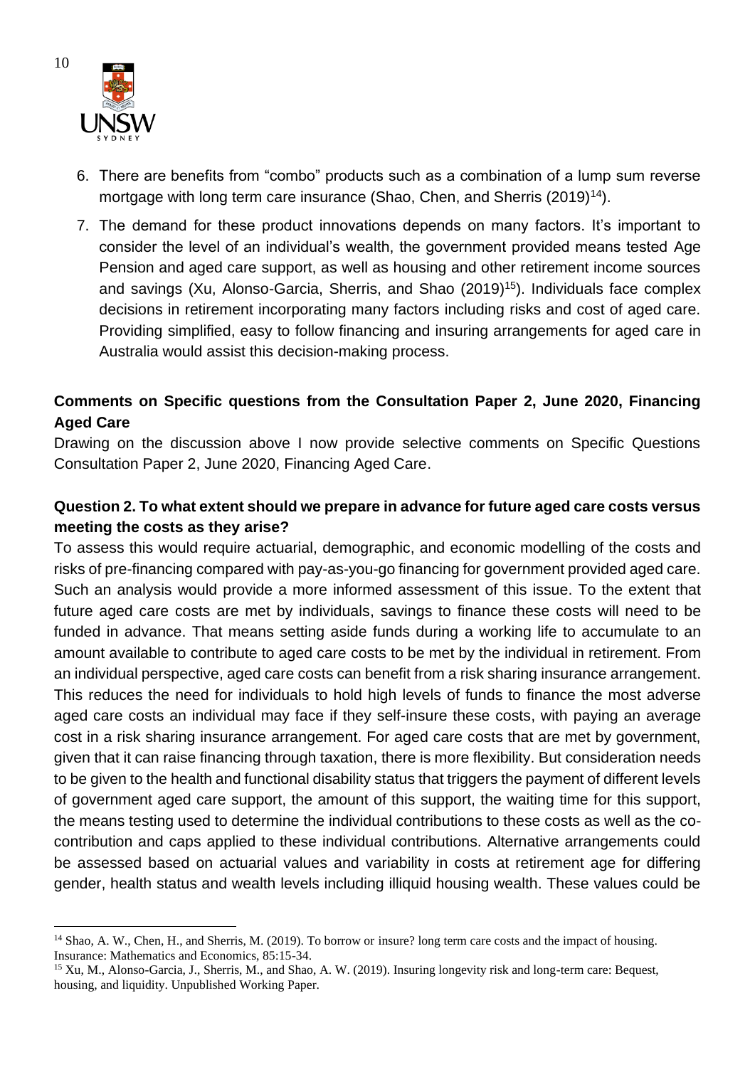6. There are benefits from "combo" products such as a combination of a lump sum reverse mortgage with long term care insurance (Shao, Chen, and Sherris (2019)[14]).
7. The demand for these product innovations depends on many factors. It's important to consider the level of an individual's wealth, the government provided means tested Age Pension and aged care support, as well as housing and other retirement income sources and savings (Xu, Alonso-Garcia, Sherris, and Shao (2019)[15]). Individuals face complex decisions in retirement incorporating many factors including risks and cost of aged care. Providing simplified, easy to follow financing and insuring arrangements for aged care in Australia would assist this decision-making process.

**Comments on Specific questions from the Consultation Paper 2, June 2020, Financing Aged Care**

Drawing on the discussion above I now provide selective comments on Specific Questions Consultation Paper 2, June 2020, Financing Aged Care.

**Question 2. To what extent should we prepare in advance for future aged care costs versus meeting the costs as they arise?**

To assess this would require actuarial, demographic, and economic modelling of the costs and risks of pre-financing compared with pay-as-you-go financing for government provided aged care. Such an analysis would provide a more informed assessment of this issue. To the extent that future aged care costs are met by individuals, savings to finance these costs will need to be funded in advance. That means setting aside funds during a working life to accumulate to an amount available to contribute to aged care costs to be met by the individual in retirement. From an individual perspective, aged care costs can benefit from a risk sharing insurance arrangement. This reduces the need for individuals to hold high levels of funds to finance the most adverse aged care costs an individual may face if they self-insure these costs, with paying an average cost in a risk sharing insurance arrangement. For aged care costs that are met by government, given that it can raise financing through taxation, there is more flexibility. But consideration needs to be given to the health and functional disability status that triggers the payment of different levels of government aged care support, the amount of this support, the waiting time for this support, the means testing used to determine the individual contributions to these costs as well as the co-contribution and caps applied to these individual contributions. Alternative arrangements could be assessed based on actuarial values and variability in costs at retirement age for differing gender, health status and wealth levels including illiquid housing wealth. These values could be

---

[14] Shao, A. W., Chen, H., and Sherris, M. (2019). To borrow or insure? long term care costs and the impact of housing. Insurance: Mathematics and Economics, 85:15-34.

[15] Xu, M., Alonso-Garcia, J., Sherris, M., and Shao, A. W. (2019). Insuring longevity risk and long-term care: Bequest, housing, and liquidity. Unpublished Working Paper.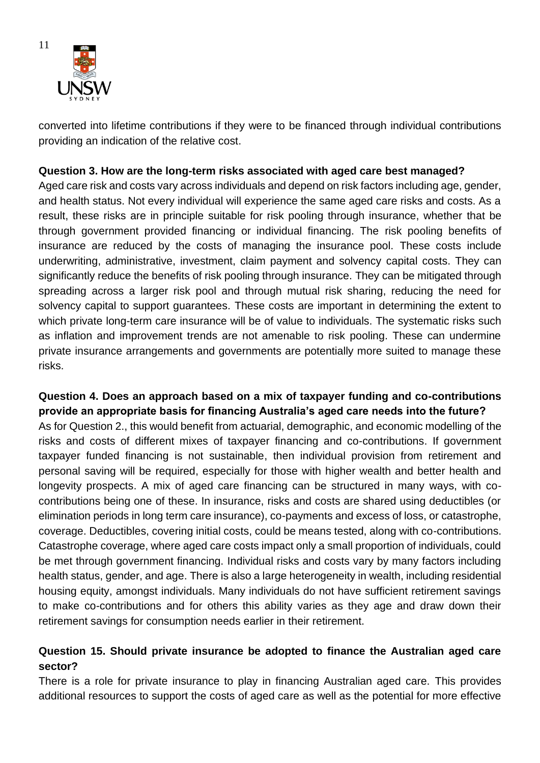converted into lifetime contributions if they were to be financed through individual contributions providing an indication of the relative cost.

**Question 3. How are the long-term risks associated with aged care best managed?**

Aged care risk and costs vary across individuals and depend on risk factors including age, gender, and health status. Not every individual will experience the same aged care risks and costs. As a result, these risks are in principle suitable for risk pooling through insurance, whether that be through government provided financing or individual financing. The risk pooling benefits of insurance are reduced by the costs of managing the insurance pool. These costs include underwriting, administrative, investment, claim payment and solvency capital costs. They can significantly reduce the benefits of risk pooling through insurance. They can be mitigated through spreading across a larger risk pool and through mutual risk sharing, reducing the need for solvency capital to support guarantees. These costs are important in determining the extent to which private long-term care insurance will be of value to individuals. The systematic risks such as inflation and improvement trends are not amenable to risk pooling. These can undermine private insurance arrangements and governments are potentially more suited to manage these risks.

**Question 4. Does an approach based on a mix of taxpayer funding and co-contributions provide an appropriate basis for financing Australia's aged care needs into the future?**

As for Question 2., this would benefit from actuarial, demographic, and economic modelling of the risks and costs of different mixes of taxpayer financing and co-contributions. If government taxpayer funded financing is not sustainable, then individual provision from retirement and personal saving will be required, especially for those with higher wealth and better health and longevity prospects. A mix of aged care financing can be structured in many ways, with co-contributions being one of these. In insurance, risks and costs are shared using deductibles (or elimination periods in long term care insurance), co-payments and excess of loss, or catastrophe, coverage. Deductibles, covering initial costs, could be means tested, along with co-contributions. Catastrophe coverage, where aged care costs impact only a small proportion of individuals, could be met through government financing. Individual risks and costs vary by many factors including health status, gender, and age. There is also a large heterogeneity in wealth, including residential housing equity, amongst individuals. Many individuals do not have sufficient retirement savings to make co-contributions and for others this ability varies as they age and draw down their retirement savings for consumption needs earlier in their retirement.

**Question 15. Should private insurance be adopted to finance the Australian aged care sector?**

There is a role for private insurance to play in financing Australian aged care. This provides additional resources to support the costs of aged care as well as the potential for more effective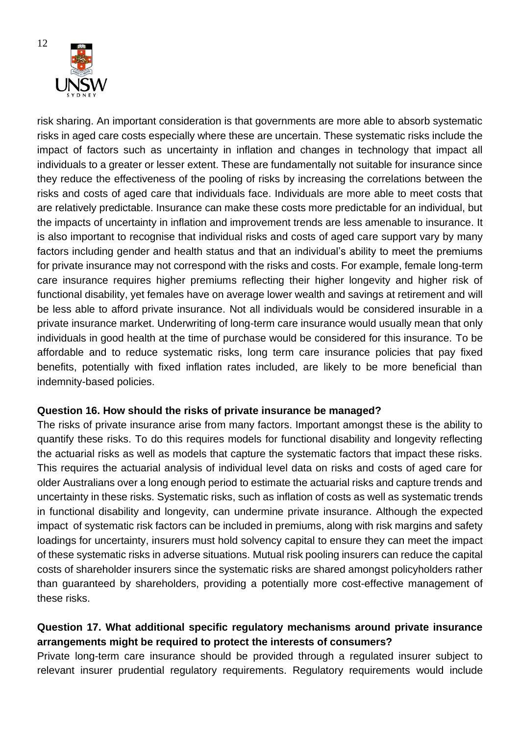risk sharing. An important consideration is that governments are more able to absorb systematic risks in aged care costs especially where these are uncertain. These systematic risks include the impact of factors such as uncertainty in inflation and changes in technology that impact all individuals to a greater or lesser extent. These are fundamentally not suitable for insurance since they reduce the effectiveness of the pooling of risks by increasing the correlations between the risks and costs of aged care that individuals face. Individuals are more able to meet costs that are relatively predictable. Insurance can make these costs more predictable for an individual, but the impacts of uncertainty in inflation and improvement trends are less amenable to insurance. It is also important to recognise that individual risks and costs of aged care support vary by many factors including gender and health status and that an individual's ability to meet the premiums for private insurance may not correspond with the risks and costs. For example, female long-term care insurance requires higher premiums reflecting their higher longevity and higher risk of functional disability, yet females have on average lower wealth and savings at retirement and will be less able to afford private insurance. Not all individuals would be considered insurable in a private insurance market. Underwriting of long-term care insurance would usually mean that only individuals in good health at the time of purchase would be considered for this insurance. To be affordable and to reduce systematic risks, long term care insurance policies that pay fixed benefits, potentially with fixed inflation rates included, are likely to be more beneficial than indemnity-based policies.

**Question 16. How should the risks of private insurance be managed?**

The risks of private insurance arise from many factors. Important amongst these is the ability to quantify these risks. To do this requires models for functional disability and longevity reflecting the actuarial risks as well as models that capture the systematic factors that impact these risks. This requires the actuarial analysis of individual level data on risks and costs of aged care for older Australians over a long enough period to estimate the actuarial risks and capture trends and uncertainty in these risks. Systematic risks, such as inflation of costs as well as systematic trends in functional disability and longevity, can undermine private insurance. Although the expected impact of systematic risk factors can be included in premiums, along with risk margins and safety loadings for uncertainty, insurers must hold solvency capital to ensure they can meet the impact of these systematic risks in adverse situations. Mutual risk pooling insurers can reduce the capital costs of shareholder insurers since the systematic risks are shared amongst policyholders rather than guaranteed by shareholders, providing a potentially more cost-effective management of these risks.

**Question 17. What additional specific regulatory mechanisms around private insurance arrangements might be required to protect the interests of consumers?**

Private long-term care insurance should be provided through a regulated insurer subject to relevant insurer prudential regulatory requirements. Regulatory requirements would include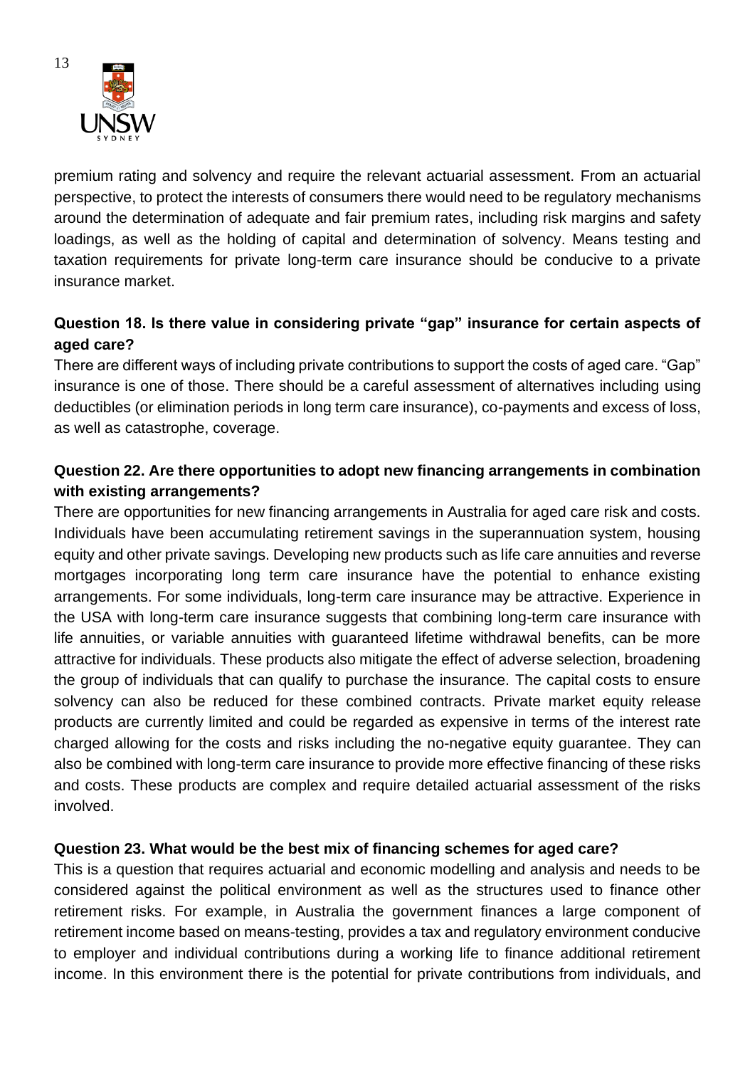premium rating and solvency and require the relevant actuarial assessment. From an actuarial perspective, to protect the interests of consumers there would need to be regulatory mechanisms around the determination of adequate and fair premium rates, including risk margins and safety loadings, as well as the holding of capital and determination of solvency. Means testing and taxation requirements for private long-term care insurance should be conducive to a private insurance market.

**Question 18. Is there value in considering private "gap" insurance for certain aspects of aged care?**

There are different ways of including private contributions to support the costs of aged care. "Gap" insurance is one of those. There should be a careful assessment of alternatives including using deductibles (or elimination periods in long term care insurance), co-payments and excess of loss, as well as catastrophe, coverage.

**Question 22. Are there opportunities to adopt new financing arrangements in combination with existing arrangements?**

There are opportunities for new financing arrangements in Australia for aged care risk and costs. Individuals have been accumulating retirement savings in the superannuation system, housing equity and other private savings. Developing new products such as life care annuities and reverse mortgages incorporating long term care insurance have the potential to enhance existing arrangements. For some individuals, long-term care insurance may be attractive. Experience in the USA with long-term care insurance suggests that combining long-term care insurance with life annuities, or variable annuities with guaranteed lifetime withdrawal benefits, can be more attractive for individuals. These products also mitigate the effect of adverse selection, broadening the group of individuals that can qualify to purchase the insurance. The capital costs to ensure solvency can also be reduced for these combined contracts. Private market equity release products are currently limited and could be regarded as expensive in terms of the interest rate charged allowing for the costs and risks including the no-negative equity guarantee. They can also be combined with long-term care insurance to provide more effective financing of these risks and costs. These products are complex and require detailed actuarial assessment of the risks involved.

**Question 23. What would be the best mix of financing schemes for aged care?**

This is a question that requires actuarial and economic modelling and analysis and needs to be considered against the political environment as well as the structures used to finance other retirement risks. For example, in Australia the government finances a large component of retirement income based on means-testing, provides a tax and regulatory environment conducive to employer and individual contributions during a working life to finance additional retirement income. In this environment there is the potential for private contributions from individuals, and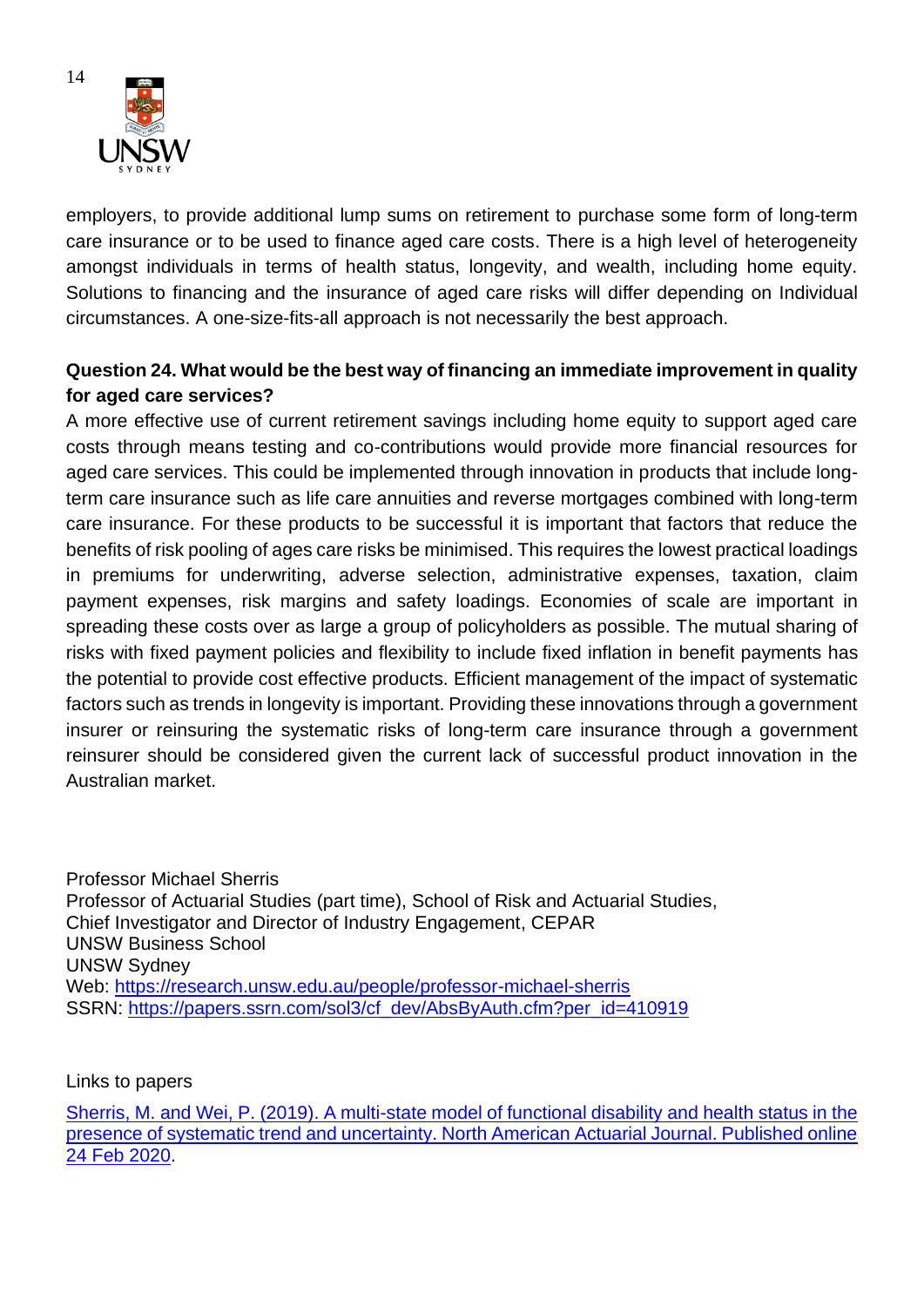employers, to provide additional lump sums on retirement to purchase some form of long-term care insurance or to be used to finance aged care costs. There is a high level of heterogeneity amongst individuals in terms of health status, longevity, and wealth, including home equity. Solutions to financing and the insurance of aged care risks will differ depending on Individual circumstances. A one-size-fits-all approach is not necessarily the best approach.

**Question 24. What would be the best way of financing an immediate improvement in quality for aged care services?**

A more effective use of current retirement savings including home equity to support aged care costs through means testing and co-contributions would provide more financial resources for aged care services. This could be implemented through innovation in products that include long-term care insurance such as life care annuities and reverse mortgages combined with long-term care insurance. For these products to be successful it is important that factors that reduce the benefits of risk pooling of ages care risks be minimised. This requires the lowest practical loadings in premiums for underwriting, adverse selection, administrative expenses, taxation, claim payment expenses, risk margins and safety loadings. Economies of scale are important in spreading these costs over as large a group of policyholders as possible. The mutual sharing of risks with fixed payment policies and flexibility to include fixed inflation in benefit payments has the potential to provide cost effective products. Efficient management of the impact of systematic factors such as trends in longevity is important. Providing these innovations through a government insurer or reinsuring the systematic risks of long-term care insurance through a government reinsurer should be considered given the current lack of successful product innovation in the Australian market.

Professor Michael Sherris
Professor of Actuarial Studies (part time), School of Risk and Actuarial Studies,
Chief Investigator and Director of Industry Engagement, CEPAR
UNSW Business School
UNSW Sydney
Web: https://research.unsw.edu.au/people/professor-michael-sherris
SSRN: https://papers.ssrn.com/sol3/cf_dev/AbsByAuth.cfm?per_id=410919

Links to papers

Sherris, M. and Wei, P. (2019). A multi-state model of functional disability and health status in the presence of systematic trend and uncertainty. North American Actuarial Journal. Published online 24 Feb 2020.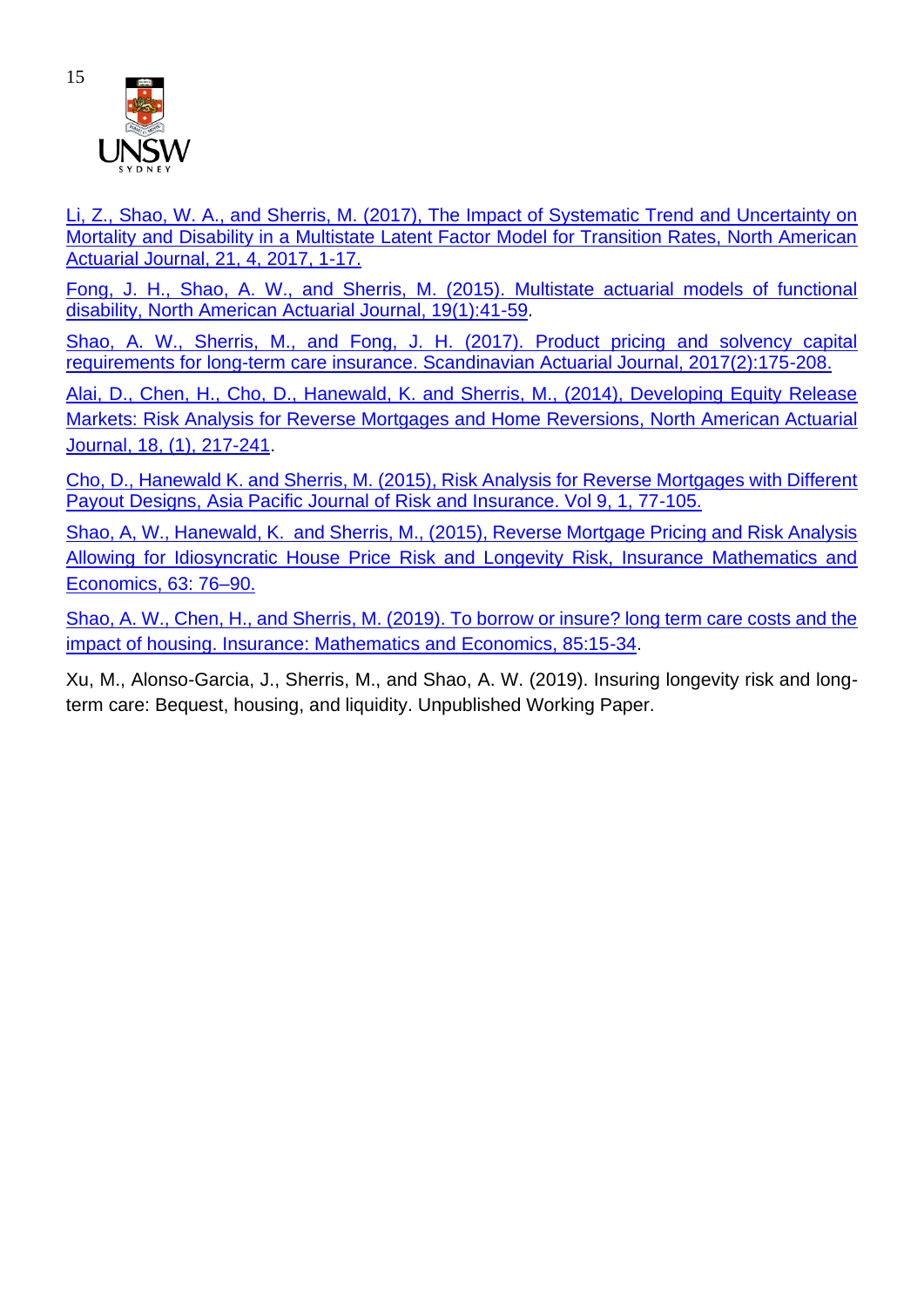Li, Z., Shao, W. A., and Sherris, M. (2017), The Impact of Systematic Trend and Uncertainty on Mortality and Disability in a Multistate Latent Factor Model for Transition Rates, North American Actuarial Journal, 21, 4, 2017, 1-17.

Fong, J. H., Shao, A. W., and Sherris, M. (2015). Multistate actuarial models of functional disability, North American Actuarial Journal, 19(1):41-59.

Shao, A. W., Sherris, M., and Fong, J. H. (2017). Product pricing and solvency capital requirements for long-term care insurance. Scandinavian Actuarial Journal, 2017(2):175-208.

Alai, D., Chen, H., Cho, D., Hanewald, K. and Sherris, M., (2014), Developing Equity Release Markets: Risk Analysis for Reverse Mortgages and Home Reversions, North American Actuarial Journal, 18, (1), 217-241.

Cho, D., Hanewald K. and Sherris, M. (2015), Risk Analysis for Reverse Mortgages with Different Payout Designs, Asia Pacific Journal of Risk and Insurance. Vol 9, 1, 77-105.

Shao, A, W., Hanewald, K. and Sherris, M., (2015), Reverse Mortgage Pricing and Risk Analysis Allowing for Idiosyncratic House Price Risk and Longevity Risk, Insurance Mathematics and Economics, 63: 76–90.

Shao, A. W., Chen, H., and Sherris, M. (2019). To borrow or insure? long term care costs and the impact of housing. Insurance: Mathematics and Economics, 85:15-34.

Xu, M., Alonso-Garcia, J., Sherris, M., and Shao, A. W. (2019). Insuring longevity risk and long-term care: Bequest, housing, and liquidity. Unpublished Working Paper.